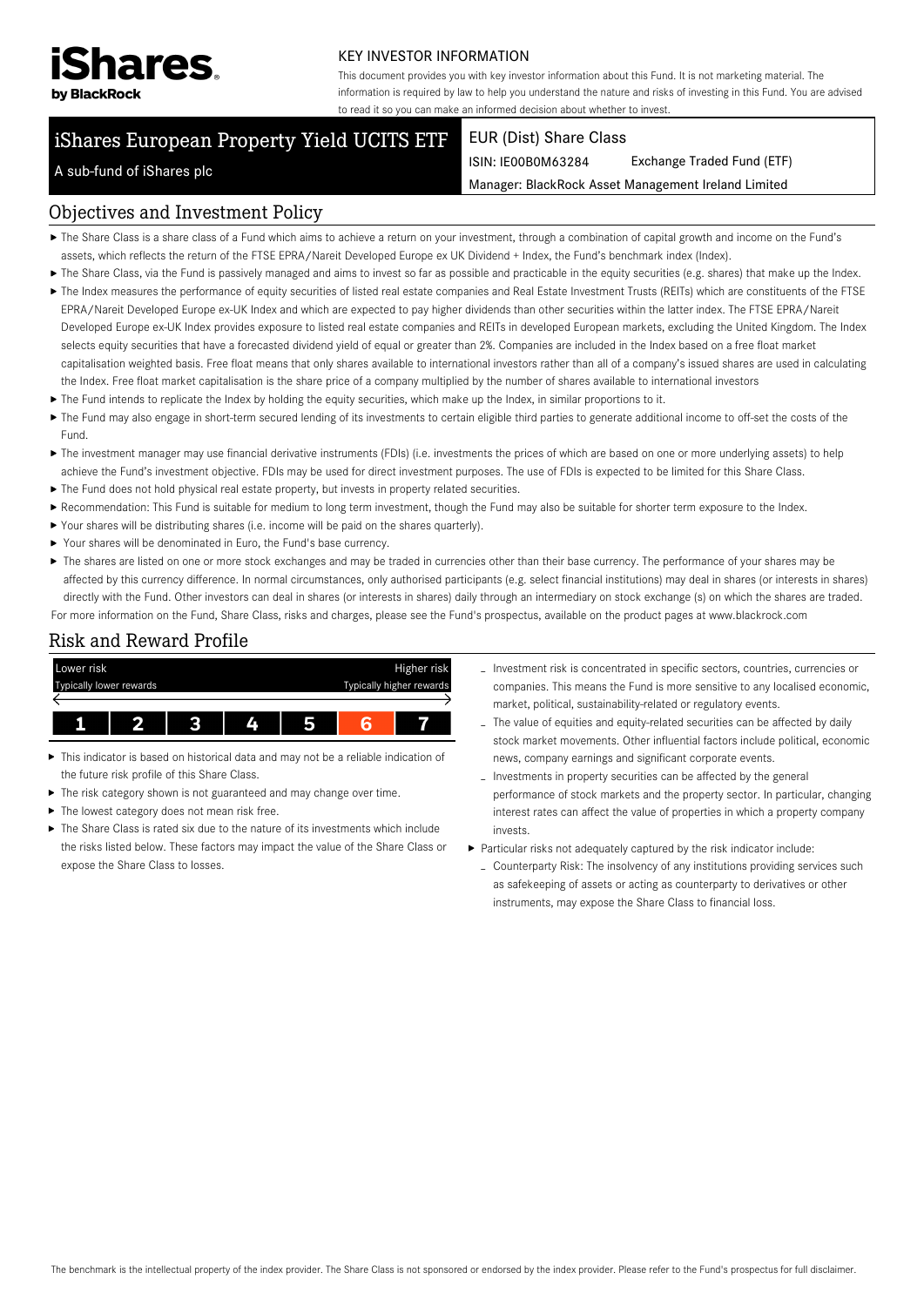iShares by BlackRock

KEY INVESTOR INFORMATION

This document provides you with key investor information about this Fund. It is not marketing material. The information is required by law to help you understand the nature and risks of investing in this Fund. You are advised to read it so you can make an informed decision about whether to invest.

# iShares European Property Yield UCITS ETF

A sub-fund of iShares plc

EUR (Dist) Share Class

ISIN: IE00B0M63284 Exchange Traded Fund (ETF)

Manager: BlackRock Asset Management Ireland Limited

## Objectives and Investment Policy

- The Share Class is a share class of a Fund which aims to achieve a return on your investment, through a combination of capital growth and income on the Fund's assets, which reflects the return of the FTSE EPRA/Nareit Developed Europe ex UK Dividend + Index, the Fund's benchmark index (Index).
- The Share Class, via the Fund is passively managed and aims to invest so far as possible and practicable in the equity securities (e.g. shares) that make up the Index.
- The Index measures the performance of equity securities of listed real estate companies and Real Estate Investment Trusts (REITs) which are constituents of the FTSE EPRA/Nareit Developed Europe ex-UK Index and which are expected to pay higher dividends than other securities within the latter index. The FTSE EPRA/Nareit Developed Europe ex-UK Index provides exposure to listed real estate companies and REITs in developed European markets, excluding the United Kingdom. The Index selects equity securities that have a forecasted dividend yield of equal or greater than 2%. Companies are included in the Index based on a free float market capitalisation weighted basis. Free float means that only shares available to international investors rather than all of a company's issued shares are used in calculating the Index. Free float market capitalisation is the share price of a company multiplied by the number of shares available to international investors
- The Fund intends to replicate the Index by holding the equity securities, which make up the Index, in similar proportions to it.
- The Fund may also engage in short-term secured lending of its investments to certain eligible third parties to generate additional income to off-set the costs of the Fund.
- The investment manager may use financial derivative instruments (FDIs) (i.e. investments the prices of which are based on one or more underlying assets) to help achieve the Fund's investment objective. FDIs may be used for direct investment purposes. The use of FDIs is expected to be limited for this Share Class.
- The Fund does not hold physical real estate property, but invests in property related securities.
- Recommendation: This Fund is suitable for medium to long term investment, though the Fund may also be suitable for shorter term exposure to the Index.
- Your shares will be distributing shares (i.e. income will be paid on the shares quarterly).
- Your shares will be denominated in Euro, the Fund's base currency.
- The shares are listed on one or more stock exchanges and may be traded in currencies other than their base currency. The performance of your shares may be affected by this currency difference. In normal circumstances, only authorised participants (e.g. select financial institutions) may deal in shares (or interests in shares) directly with the Fund. Other investors can deal in shares (or interests in shares) daily through an intermediary on stock exchange (s) on which the shares are traded.

For more information on the Fund, Share Class, risks and charges, please see the Fund's prospectus, available on the product pages at www.blackrock.com

## Risk and Reward Profile

| Lower risk<br>Typically lower rewards | | | | | | Higher risk<br>Typically higher rewards |
|---|---|---|---|---|---|---|
| 1 | 2 | 3 | 4 | 5 | **6** | 7 |

- This indicator is based on historical data and may not be a reliable indication of the future risk profile of this Share Class.
- The risk category shown is not guaranteed and may change over time.
- The lowest category does not mean risk free.
- The Share Class is rated six due to the nature of its investments which include the risks listed below. These factors may impact the value of the Share Class or expose the Share Class to losses.
  - Investment risk is concentrated in specific sectors, countries, currencies or companies. This means the Fund is more sensitive to any localised economic, market, political, sustainability-related or regulatory events.
  - The value of equities and equity-related securities can be affected by daily stock market movements. Other influential factors include political, economic news, company earnings and significant corporate events.
  - Investments in property securities can be affected by the general performance of stock markets and the property sector. In particular, changing interest rates can affect the value of properties in which a property company invests.
- Particular risks not adequately captured by the risk indicator include:
  - Counterparty Risk: The insolvency of any institutions providing services such as safekeeping of assets or acting as counterparty to derivatives or other instruments, may expose the Share Class to financial loss.

The benchmark is the intellectual property of the index provider. The Share Class is not sponsored or endorsed by the index provider. Please refer to the Fund's prospectus for full disclaimer.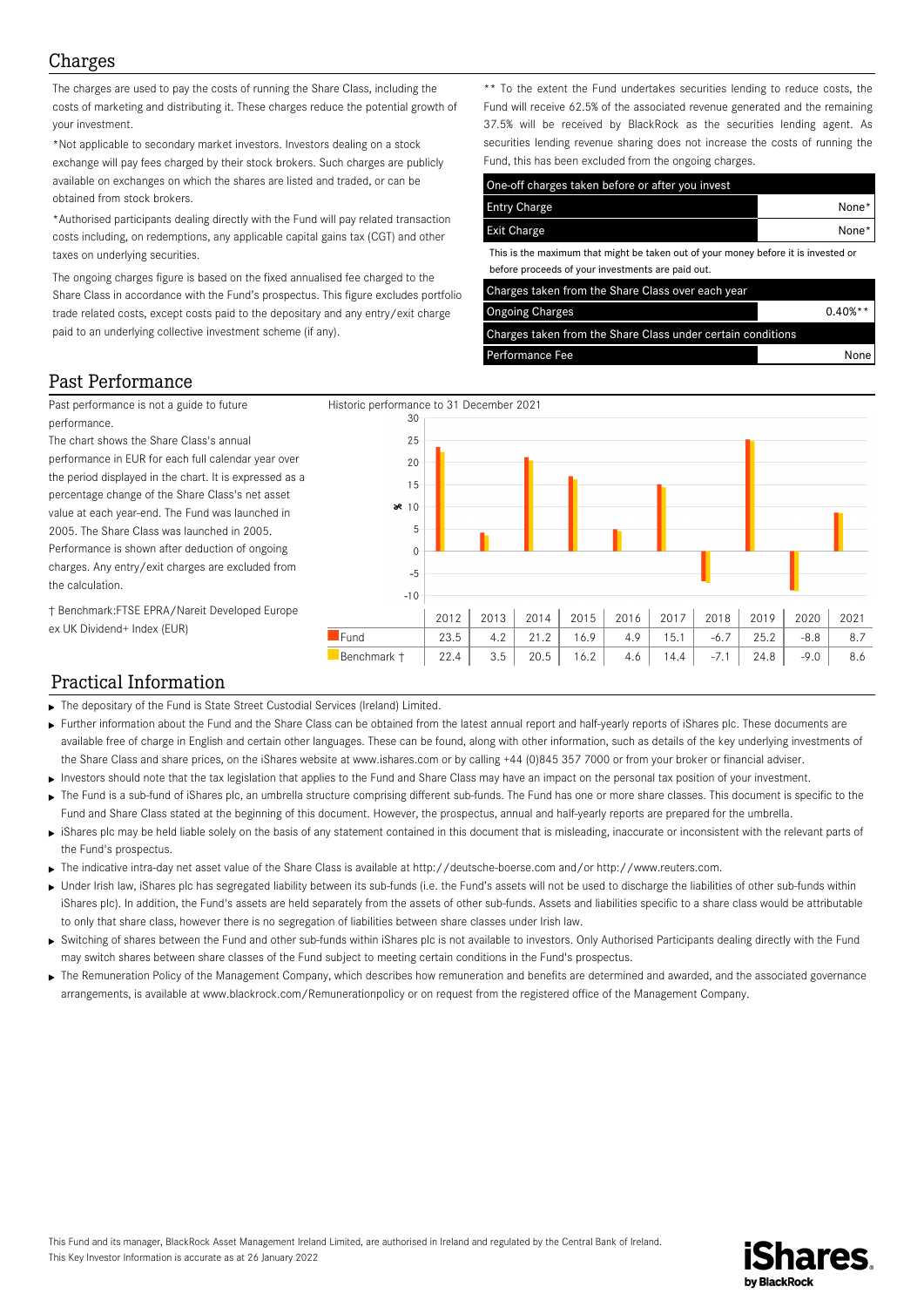## Charges

The charges are used to pay the costs of running the Share Class, including the costs of marketing and distributing it. These charges reduce the potential growth of your investment.

*Not applicable to secondary market investors. Investors dealing on a stock exchange will pay fees charged by their stock brokers. Such charges are publicly available on exchanges on which the shares are listed and traded, or can be obtained from stock brokers.

*Authorised participants dealing directly with the Fund will pay related transaction costs including, on redemptions, any applicable capital gains tax (CGT) and other taxes on underlying securities.

The ongoing charges figure is based on the fixed annualised fee charged to the Share Class in accordance with the Fund's prospectus. This figure excludes portfolio trade related costs, except costs paid to the depositary and any entry/exit charge paid to an underlying collective investment scheme (if any).

** To the extent the Fund undertakes securities lending to reduce costs, the Fund will receive 62.5% of the associated revenue generated and the remaining 37.5% will be received by BlackRock as the securities lending agent. As securities lending revenue sharing does not increase the costs of running the Fund, this has been excluded from the ongoing charges.

| One-off charges taken before or after you invest | |
|---|---|
| Entry Charge | None* |
| Exit Charge | None* |

This is the maximum that might be taken out of your money before it is invested or before proceeds of your investments are paid out.

| Charges taken from the Share Class over each year | |
|---|---|
| Ongoing Charges | 0.40%** |

| Charges taken from the Share Class under certain conditions | |
|---|---|
| Performance Fee | None |

## Past Performance

Past performance is not a guide to future performance.

The chart shows the Share Class's annual performance in EUR for each full calendar year over the period displayed in the chart. It is expressed as a percentage change of the Share Class's net asset value at each year-end. The Fund was launched in 2005. The Share Class was launched in 2005.

Performance is shown after deduction of ongoing charges. Any entry/exit charges are excluded from the calculation.

† Benchmark:FTSE EPRA/Nareit Developed Europe ex UK Dividend+ Index (EUR)

Historic performance to 31 December 2021

30
25
20
15
% 10
5
0
-5
-10

| | 2012 | 2013 | 2014 | 2015 | 2016 | 2017 | 2018 | 2019 | 2020 | 2021 |
|---|---|---|---|---|---|---|---|---|---|---|
| Fund | 23.5 | 4.2 | 21.2 | 16.9 | 4.9 | 15.1 | -6.7 | 25.2 | -8.8 | 8.7 |
| Benchmark † | 22.4 | 3.5 | 20.5 | 16.2 | 4.6 | 14.4 | -7.1 | 24.8 | -9.0 | 8.6 |

## Practical Information

- The depositary of the Fund is State Street Custodial Services (Ireland) Limited.
- Further information about the Fund and the Share Class can be obtained from the latest annual report and half-yearly reports of iShares plc. These documents are available free of charge in English and certain other languages. These can be found, along with other information, such as details of the key underlying investments of the Share Class and share prices, on the iShares website at www.ishares.com or by calling +44 (0)845 357 7000 or from your broker or financial adviser.
- Investors should note that the tax legislation that applies to the Fund and Share Class may have an impact on the personal tax position of your investment.
- The Fund is a sub-fund of iShares plc, an umbrella structure comprising different sub-funds. The Fund has one or more share classes. This document is specific to the Fund and Share Class stated at the beginning of this document. However, the prospectus, annual and half-yearly reports are prepared for the umbrella.
- iShares plc may be held liable solely on the basis of any statement contained in this document that is misleading, inaccurate or inconsistent with the relevant parts of the Fund's prospectus.
- The indicative intra-day net asset value of the Share Class is available at http://deutsche-boerse.com and/or http://www.reuters.com.
- Under Irish law, iShares plc has segregated liability between its sub-funds (i.e. the Fund's assets will not be used to discharge the liabilities of other sub-funds within iShares plc). In addition, the Fund's assets are held separately from the assets of other sub-funds. Assets and liabilities specific to a share class would be attributable to only that share class, however there is no segregation of liabilities between share classes under Irish law.
- Switching of shares between the Fund and other sub-funds within iShares plc is not available to investors. Only Authorised Participants dealing directly with the Fund may switch shares between share classes of the Fund subject to meeting certain conditions in the Fund's prospectus.
- The Remuneration Policy of the Management Company, which describes how remuneration and benefits are determined and awarded, and the associated governance arrangements, is available at www.blackrock.com/Remunerationpolicy or on request from the registered office of the Management Company.

This Fund and its manager, BlackRock Asset Management Ireland Limited, are authorised in Ireland and regulated by the Central Bank of Ireland.
This Key Investor Information is accurate as at 26 January 2022

iShares by BlackRock